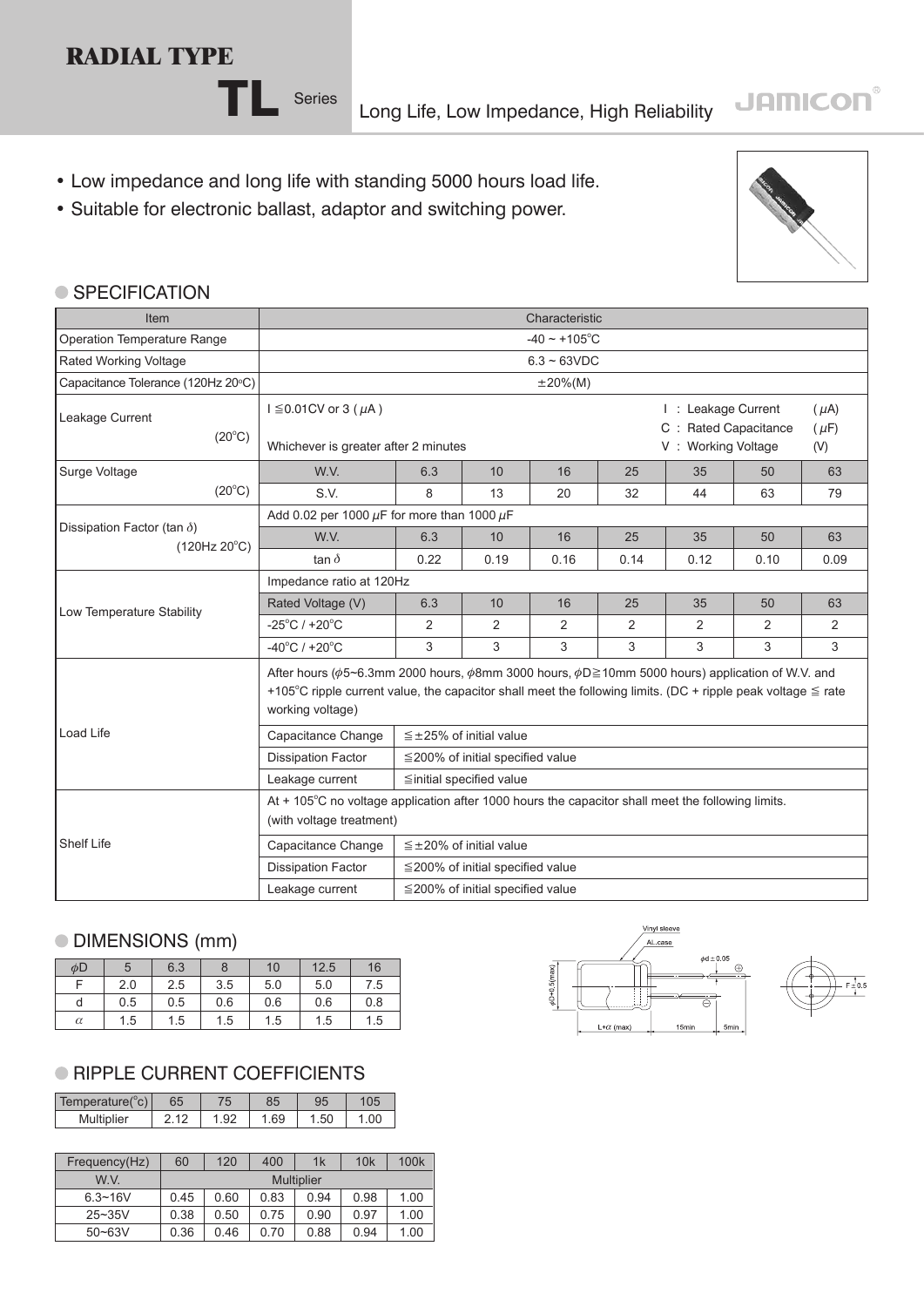# RADIAL TYPE

## TL Series

Long Life, Low Impedance, High Reliability

JAMICON

- Low impedance and long life with standing 5000 hours load life.
- Suitable for electronic ballast, adaptor and switching power.

## SPECIFICATION

| Item | Characteristic | | | | | | | |
|---|---|---|---|---|---|---|---|---|
| Operation Temperature Range | -40 ~ +105°C | | | | | | | |
| Rated Working Voltage | 6.3 ~ 63VDC | | | | | | | |
| Capacitance Tolerance (120Hz 20°C) | ±20%(M) | | | | | | | |
| Leakage Current (20°C) | I ≦0.01CV or 3 ( μA ) Whichever is greater after 2 minutes | | | | I : Leakage Current (μA) C : Rated Capacitance (μF) V : Working Voltage (V) | | | |
| Surge Voltage (20°C) | W.V. | 6.3 | 10 | 16 | 25 | 35 | 50 | 63 |
| | S.V. | 8 | 13 | 20 | 32 | 44 | 63 | 79 |
| Dissipation Factor (tan δ) (120Hz 20°C) | Add 0.02 per 1000 μF for more than 1000 μF | | | | | | | |
| | W.V. | 6.3 | 10 | 16 | 25 | 35 | 50 | 63 |
| | tan δ | 0.22 | 0.19 | 0.16 | 0.14 | 0.12 | 0.10 | 0.09 |
| Low Temperature Stability | Impedance ratio at 120Hz | | | | | | | |
| | Rated Voltage (V) | 6.3 | 10 | 16 | 25 | 35 | 50 | 63 |
| | -25°C / +20°C | 2 | 2 | 2 | 2 | 2 | 2 | 2 |
| | -40°C / +20°C | 3 | 3 | 3 | 3 | 3 | 3 | 3 |
| Load Life | After hours (φ5~6.3mm 2000 hours, φ8mm 3000 hours, φD≧10mm 5000 hours) application of W.V. and +105°C ripple current value, the capacitor shall meet the following limits. (DC + ripple peak voltage ≦ rate working voltage) | | | | | | | |
| | Capacitance Change | ≦±25% of initial value | | | | | | |
| | Dissipation Factor | ≦200% of initial specified value | | | | | | |
| | Leakage current | ≦initial specified value | | | | | | |
| Shelf Life | At + 105°C no voltage application after 1000 hours the capacitor shall meet the following limits. (with voltage treatment) | | | | | | | |
| | Capacitance Change | ≦±20% of initial value | | | | | | |
| | Dissipation Factor | ≦200% of initial specified value | | | | | | |
| | Leakage current | ≦200% of initial specified value | | | | | | |

## DIMENSIONS (mm)

| φD | 5 | 6.3 | 8 | 10 | 12.5 | 16 |
|---|---|---|---|---|---|---|
| F | 2.0 | 2.5 | 3.5 | 5.0 | 5.0 | 7.5 |
| d | 0.5 | 0.5 | 0.6 | 0.6 | 0.6 | 0.8 |
| α | 1.5 | 1.5 | 1.5 | 1.5 | 1.5 | 1.5 |

Vinyl sleeve, AL.case, φd ± 0.05, φD+0.5(max), L+α (max), 15min, 5min, F ± 0.5

## RIPPLE CURRENT COEFFICIENTS

| Temperature(°c) | 65 | 75 | 85 | 95 | 105 |
|---|---|---|---|---|---|
| Multiplier | 2.12 | 1.92 | 1.69 | 1.50 | 1.00 |

| Frequency(Hz) | 60 | 120 | 400 | 1k | 10k | 100k |
|---|---|---|---|---|---|---|
| W.V. | Multiplier | | | | | |
| 6.3~16V | 0.45 | 0.60 | 0.83 | 0.94 | 0.98 | 1.00 |
| 25~35V | 0.38 | 0.50 | 0.75 | 0.90 | 0.97 | 1.00 |
| 50~63V | 0.36 | 0.46 | 0.70 | 0.88 | 0.94 | 1.00 |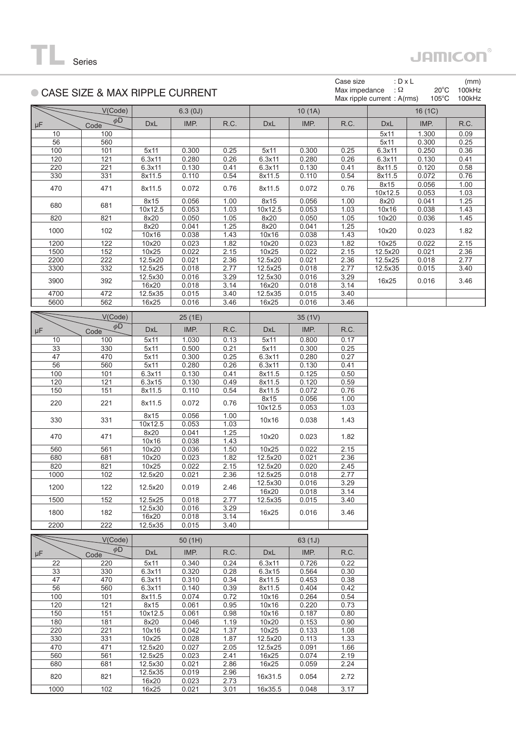## CASE SIZE & MAX RIPPLE CURRENT

Case size : D x L (mm)
Max impedance : Ω 20°C 100kHz
Max ripple current : A(rms) 105°C 100kHz

| μF | V(Code) / Code ϕD | 6.3 (0J) DxL | 6.3 (0J) IMP. | 6.3 (0J) R.C. | 10 (1A) DxL | 10 (1A) IMP. | 10 (1A) R.C. | 16 (1C) DxL | 16 (1C) IMP. | 16 (1C) R.C. |
|---|---|---|---|---|---|---|---|---|---|---|
| 10 | 100 | | | | | | | 5x11 | 1.300 | 0.09 |
| 56 | 560 | | | | | | | 5x11 | 0.300 | 0.25 |
| 100 | 101 | 5x11 | 0.300 | 0.25 | 5x11 | 0.300 | 0.25 | 6.3x11 | 0.250 | 0.36 |
| 120 | 121 | 6.3x11 | 0.280 | 0.26 | 6.3x11 | 0.280 | 0.26 | 6.3x11 | 0.130 | 0.41 |
| 220 | 221 | 6.3x11 | 0.130 | 0.41 | 6.3x11 | 0.130 | 0.41 | 8x11.5 | 0.120 | 0.58 |
| 330 | 331 | 8x11.5 | 0.110 | 0.54 | 8x11.5 | 0.110 | 0.54 | 8x11.5 | 0.072 | 0.76 |
| 470 | 471 | 8x11.5 | 0.072 | 0.76 | 8x11.5 | 0.072 | 0.76 | 8x15 | 0.056 | 1.00 |
| | | | | | | | | 10x12.5 | 0.053 | 1.03 |
| 680 | 681 | 8x15 | 0.056 | 1.00 | 8x15 | 0.056 | 1.00 | 8x20 | 0.041 | 1.25 |
| | | 10x12.5 | 0.053 | 1.03 | 10x12.5 | 0.053 | 1.03 | 10x16 | 0.038 | 1.43 |
| 820 | 821 | 8x20 | 0.050 | 1.05 | 8x20 | 0.050 | 1.05 | 10x20 | 0.036 | 1.45 |
| 1000 | 102 | 8x20 | 0.041 | 1.25 | 8x20 | 0.041 | 1.25 | 10x20 | 0.023 | 1.82 |
| | | 10x16 | 0.038 | 1.43 | 10x16 | 0.038 | 1.43 | | | |
| 1200 | 122 | 10x20 | 0.023 | 1.82 | 10x20 | 0.023 | 1.82 | 10x25 | 0.022 | 2.15 |
| 1500 | 152 | 10x25 | 0.022 | 2.15 | 10x25 | 0.022 | 2.15 | 12.5x20 | 0.021 | 2.36 |
| 2200 | 222 | 12.5x20 | 0.021 | 2.36 | 12.5x20 | 0.021 | 2.36 | 12.5x25 | 0.018 | 2.77 |
| 3300 | 332 | 12.5x25 | 0.018 | 2.77 | 12.5x25 | 0.018 | 2.77 | 12.5x35 | 0.015 | 3.40 |
| 3900 | 392 | 12.5x30 | 0.016 | 3.29 | 12.5x30 | 0.016 | 3.29 | 16x25 | 0.016 | 3.46 |
| | | 16x20 | 0.018 | 3.14 | 16x20 | 0.018 | 3.14 | | | |
| 4700 | 472 | 12.5x35 | 0.015 | 3.40 | 12.5x35 | 0.015 | 3.40 | | | |
| 5600 | 562 | 16x25 | 0.016 | 3.46 | 16x25 | 0.016 | 3.46 | | | |

| μF | V(Code) / Code ϕD | 25 (1E) DxL | 25 (1E) IMP. | 25 (1E) R.C. | 35 (1V) DxL | 35 (1V) IMP. | 35 (1V) R.C. |
|---|---|---|---|---|---|---|---|
| 10 | 100 | 5x11 | 1.030 | 0.13 | 5x11 | 0.800 | 0.17 |
| 33 | 330 | 5x11 | 0.500 | 0.21 | 5x11 | 0.300 | 0.25 |
| 47 | 470 | 5x11 | 0.300 | 0.25 | 6.3x11 | 0.280 | 0.27 |
| 56 | 560 | 5x11 | 0.280 | 0.26 | 6.3x11 | 0.130 | 0.41 |
| 100 | 101 | 6.3x11 | 0.130 | 0.41 | 8x11.5 | 0.125 | 0.50 |
| 120 | 121 | 6.3x15 | 0.130 | 0.49 | 8x11.5 | 0.120 | 0.59 |
| 150 | 151 | 8x11.5 | 0.110 | 0.54 | 8x11.5 | 0.072 | 0.76 |
| 220 | 221 | 8x11.5 | 0.072 | 0.76 | 8x15 | 0.056 | 1.00 |
| | | | | | 10x12.5 | 0.053 | 1.03 |
| 330 | 331 | 8x15 | 0.056 | 1.00 | 10x16 | 0.038 | 1.43 |
| | | 10x12.5 | 0.053 | 1.03 | | | |
| 470 | 471 | 8x20 | 0.041 | 1.25 | 10x20 | 0.023 | 1.82 |
| | | 10x16 | 0.038 | 1.43 | | | |
| 560 | 561 | 10x20 | 0.036 | 1.50 | 10x25 | 0.022 | 2.15 |
| 680 | 681 | 10x20 | 0.023 | 1.82 | 12.5x20 | 0.021 | 2.36 |
| 820 | 821 | 10x25 | 0.022 | 2.15 | 12.5x20 | 0.020 | 2.45 |
| 1000 | 102 | 12.5x20 | 0.021 | 2.36 | 12.5x25 | 0.018 | 2.77 |
| 1200 | 122 | 12.5x20 | 0.019 | 2.46 | 12.5x30 | 0.016 | 3.29 |
| | | | | | 16x20 | 0.018 | 3.14 |
| 1500 | 152 | 12.5x25 | 0.018 | 2.77 | 12.5x35 | 0.015 | 3.40 |
| 1800 | 182 | 12.5x30 | 0.016 | 3.29 | 16x25 | 0.016 | 3.46 |
| | | 16x20 | 0.018 | 3.14 | | | |
| 2200 | 222 | 12.5x35 | 0.015 | 3.40 | | | |

| μF | V(Code) / Code ϕD | 50 (1H) DxL | 50 (1H) IMP. | 50 (1H) R.C. | 63 (1J) DxL | 63 (1J) IMP. | 63 (1J) R.C. |
|---|---|---|---|---|---|---|---|
| 22 | 220 | 5x11 | 0.340 | 0.24 | 6.3x11 | 0.726 | 0.22 |
| 33 | 330 | 6.3x11 | 0.320 | 0.28 | 6.3x15 | 0.564 | 0.30 |
| 47 | 470 | 6.3x11 | 0.310 | 0.34 | 8x11.5 | 0.453 | 0.38 |
| 56 | 560 | 6.3x11 | 0.140 | 0.39 | 8x11.5 | 0.404 | 0.42 |
| 100 | 101 | 8x11.5 | 0.074 | 0.72 | 10x16 | 0.264 | 0.54 |
| 120 | 121 | 8x15 | 0.061 | 0.95 | 10x16 | 0.220 | 0.73 |
| 150 | 151 | 10x12.5 | 0.061 | 0.98 | 10x16 | 0.187 | 0.80 |
| 180 | 181 | 8x20 | 0.046 | 1.19 | 10x20 | 0.153 | 0.90 |
| 220 | 221 | 10x16 | 0.042 | 1.37 | 10x25 | 0.133 | 1.08 |
| 330 | 331 | 10x25 | 0.028 | 1.87 | 12.5x20 | 0.113 | 1.33 |
| 470 | 471 | 12.5x20 | 0.027 | 2.05 | 12.5x25 | 0.091 | 1.66 |
| 560 | 561 | 12.5x25 | 0.023 | 2.41 | 16x25 | 0.074 | 2.19 |
| 680 | 681 | 12.5x30 | 0.021 | 2.86 | 16x25 | 0.059 | 2.24 |
| 820 | 821 | 12.5x35 | 0.019 | 2.96 | 16x31.5 | 0.054 | 2.72 |
| | | 16x20 | 0.023 | 2.73 | | | |
| 1000 | 102 | 16x25 | 0.021 | 3.01 | 16x35.5 | 0.048 | 3.17 |